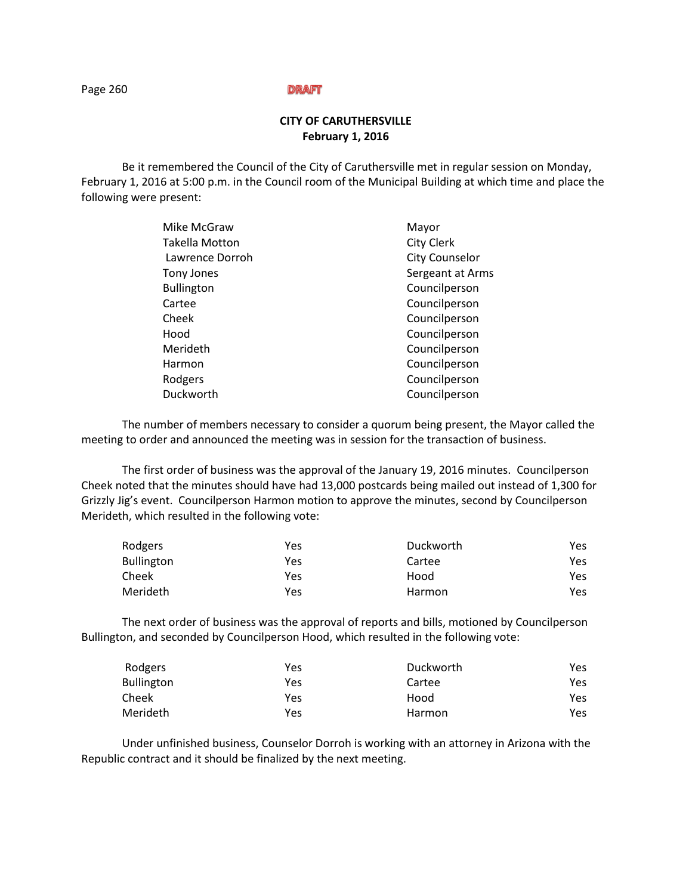DRAFT

**CITY OF CARUTHERSVILLE**
**February 1, 2016**

Be it remembered the Council of the City of Caruthersville met in regular session on Monday, February 1, 2016 at 5:00 p.m. in the Council room of the Municipal Building at which time and place the following were present:

| | |
|---|---|
| Mike McGraw | Mayor |
| Takella Motton | City Clerk |
| Lawrence Dorroh | City Counselor |
| Tony Jones | Sergeant at Arms |
| Bullington | Councilperson |
| Cartee | Councilperson |
| Cheek | Councilperson |
| Hood | Councilperson |
| Merideth | Councilperson |
| Harmon | Councilperson |
| Rodgers | Councilperson |
| Duckworth | Councilperson |

The number of members necessary to consider a quorum being present, the Mayor called the meeting to order and announced the meeting was in session for the transaction of business.

The first order of business was the approval of the January 19, 2016 minutes. Councilperson Cheek noted that the minutes should have had 13,000 postcards being mailed out instead of 1,300 for Grizzly Jig's event. Councilperson Harmon motion to approve the minutes, second by Councilperson Merideth, which resulted in the following vote:

| | | | |
|---|---|---|---|
| Rodgers | Yes | Duckworth | Yes |
| Bullington | Yes | Cartee | Yes |
| Cheek | Yes | Hood | Yes |
| Merideth | Yes | Harmon | Yes |

The next order of business was the approval of reports and bills, motioned by Councilperson Bullington, and seconded by Councilperson Hood, which resulted in the following vote:

| | | | |
|---|---|---|---|
| Rodgers | Yes | Duckworth | Yes |
| Bullington | Yes | Cartee | Yes |
| Cheek | Yes | Hood | Yes |
| Merideth | Yes | Harmon | Yes |

Under unfinished business, Counselor Dorroh is working with an attorney in Arizona with the Republic contract and it should be finalized by the next meeting.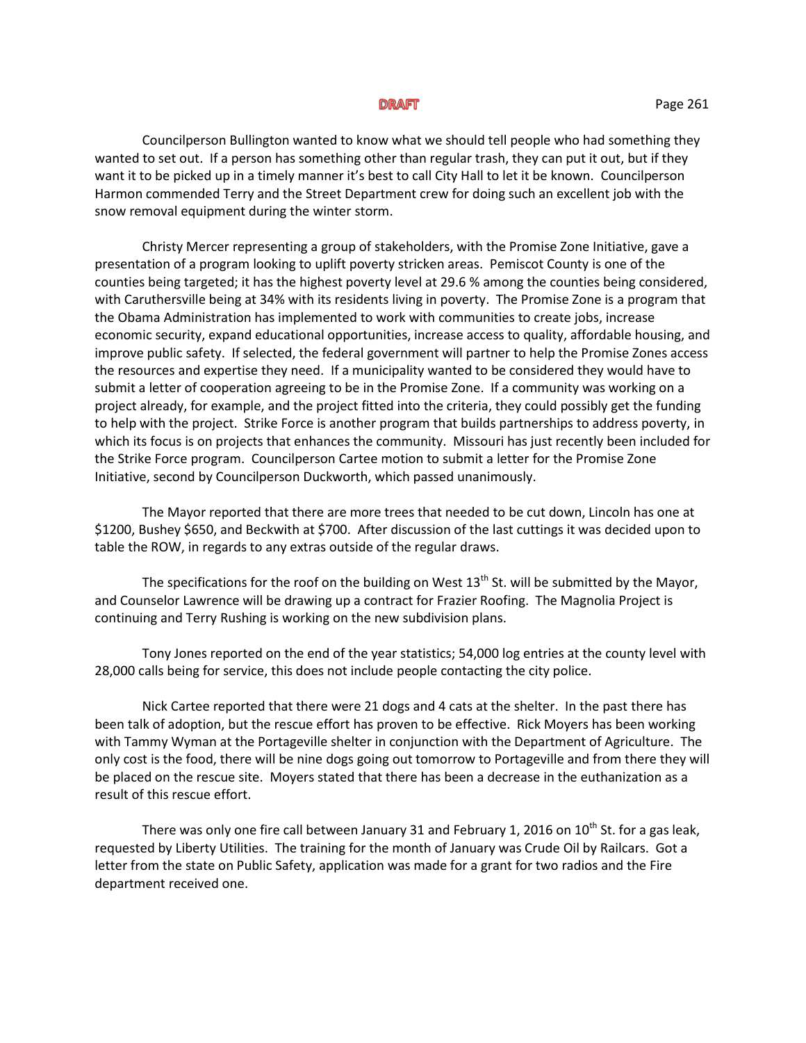Councilperson Bullington wanted to know what we should tell people who had something they wanted to set out. If a person has something other than regular trash, they can put it out, but if they want it to be picked up in a timely manner it's best to call City Hall to let it be known. Councilperson Harmon commended Terry and the Street Department crew for doing such an excellent job with the snow removal equipment during the winter storm.

Christy Mercer representing a group of stakeholders, with the Promise Zone Initiative, gave a presentation of a program looking to uplift poverty stricken areas. Pemiscot County is one of the counties being targeted; it has the highest poverty level at 29.6 % among the counties being considered, with Caruthersville being at 34% with its residents living in poverty. The Promise Zone is a program that the Obama Administration has implemented to work with communities to create jobs, increase economic security, expand educational opportunities, increase access to quality, affordable housing, and improve public safety. If selected, the federal government will partner to help the Promise Zones access the resources and expertise they need. If a municipality wanted to be considered they would have to submit a letter of cooperation agreeing to be in the Promise Zone. If a community was working on a project already, for example, and the project fitted into the criteria, they could possibly get the funding to help with the project. Strike Force is another program that builds partnerships to address poverty, in which its focus is on projects that enhances the community. Missouri has just recently been included for the Strike Force program. Councilperson Cartee motion to submit a letter for the Promise Zone Initiative, second by Councilperson Duckworth, which passed unanimously.

The Mayor reported that there are more trees that needed to be cut down, Lincoln has one at $1200, Bushey $650, and Beckwith at $700. After discussion of the last cuttings it was decided upon to table the ROW, in regards to any extras outside of the regular draws.

The specifications for the roof on the building on West 13th St. will be submitted by the Mayor, and Counselor Lawrence will be drawing up a contract for Frazier Roofing. The Magnolia Project is continuing and Terry Rushing is working on the new subdivision plans.

Tony Jones reported on the end of the year statistics; 54,000 log entries at the county level with 28,000 calls being for service, this does not include people contacting the city police.

Nick Cartee reported that there were 21 dogs and 4 cats at the shelter. In the past there has been talk of adoption, but the rescue effort has proven to be effective. Rick Moyers has been working with Tammy Wyman at the Portageville shelter in conjunction with the Department of Agriculture. The only cost is the food, there will be nine dogs going out tomorrow to Portageville and from there they will be placed on the rescue site. Moyers stated that there has been a decrease in the euthanization as a result of this rescue effort.

There was only one fire call between January 31 and February 1, 2016 on 10th St. for a gas leak, requested by Liberty Utilities. The training for the month of January was Crude Oil by Railcars. Got a letter from the state on Public Safety, application was made for a grant for two radios and the Fire department received one.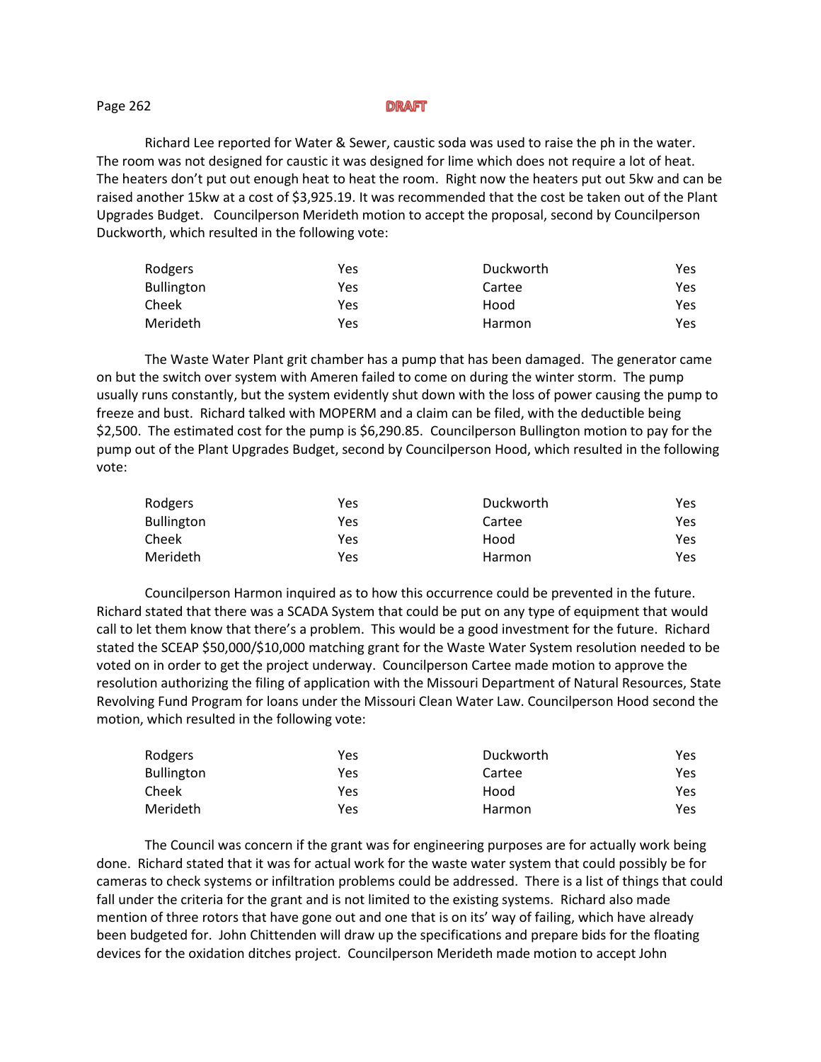**DRAFT**

Richard Lee reported for Water & Sewer, caustic soda was used to raise the ph in the water. The room was not designed for caustic it was designed for lime which does not require a lot of heat. The heaters don't put out enough heat to heat the room. Right now the heaters put out 5kw and can be raised another 15kw at a cost of $3,925.19. It was recommended that the cost be taken out of the Plant Upgrades Budget. Councilperson Merideth motion to accept the proposal, second by Councilperson Duckworth, which resulted in the following vote:

| | | | |
|---|---|---|---|
| Rodgers | Yes | Duckworth | Yes |
| Bullington | Yes | Cartee | Yes |
| Cheek | Yes | Hood | Yes |
| Merideth | Yes | Harmon | Yes |

The Waste Water Plant grit chamber has a pump that has been damaged. The generator came on but the switch over system with Ameren failed to come on during the winter storm. The pump usually runs constantly, but the system evidently shut down with the loss of power causing the pump to freeze and bust. Richard talked with MOPERM and a claim can be filed, with the deductible being $2,500. The estimated cost for the pump is $6,290.85. Councilperson Bullington motion to pay for the pump out of the Plant Upgrades Budget, second by Councilperson Hood, which resulted in the following vote:

| | | | |
|---|---|---|---|
| Rodgers | Yes | Duckworth | Yes |
| Bullington | Yes | Cartee | Yes |
| Cheek | Yes | Hood | Yes |
| Merideth | Yes | Harmon | Yes |

Councilperson Harmon inquired as to how this occurrence could be prevented in the future. Richard stated that there was a SCADA System that could be put on any type of equipment that would call to let them know that there's a problem. This would be a good investment for the future. Richard stated the SCEAP $50,000/$10,000 matching grant for the Waste Water System resolution needed to be voted on in order to get the project underway. Councilperson Cartee made motion to approve the resolution authorizing the filing of application with the Missouri Department of Natural Resources, State Revolving Fund Program for loans under the Missouri Clean Water Law. Councilperson Hood second the motion, which resulted in the following vote:

| | | | |
|---|---|---|---|
| Rodgers | Yes | Duckworth | Yes |
| Bullington | Yes | Cartee | Yes |
| Cheek | Yes | Hood | Yes |
| Merideth | Yes | Harmon | Yes |

The Council was concern if the grant was for engineering purposes are for actually work being done. Richard stated that it was for actual work for the waste water system that could possibly be for cameras to check systems or infiltration problems could be addressed. There is a list of things that could fall under the criteria for the grant and is not limited to the existing systems. Richard also made mention of three rotors that have gone out and one that is on its' way of failing, which have already been budgeted for. John Chittenden will draw up the specifications and prepare bids for the floating devices for the oxidation ditches project. Councilperson Merideth made motion to accept John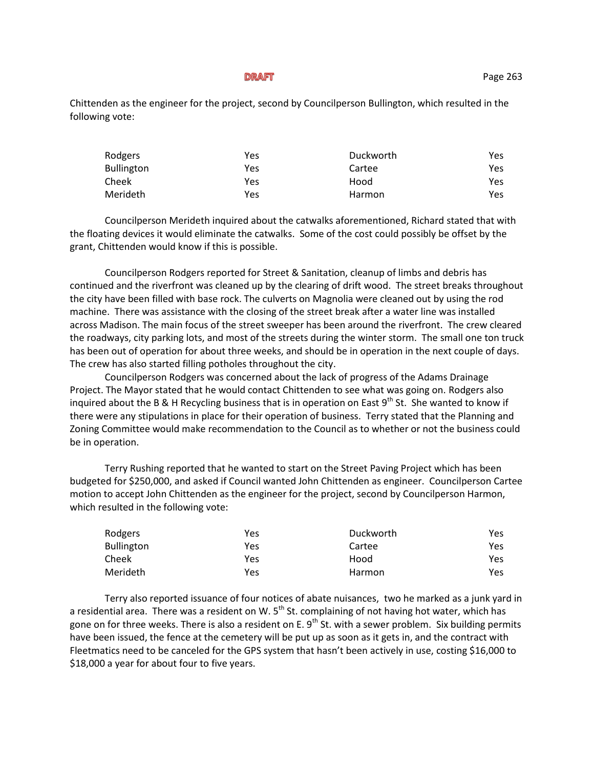**DRAFT**

Chittenden as the engineer for the project, second by Councilperson Bullington, which resulted in the following vote:

| | | | |
|---|---|---|---|
| Rodgers | Yes | Duckworth | Yes |
| Bullington | Yes | Cartee | Yes |
| Cheek | Yes | Hood | Yes |
| Merideth | Yes | Harmon | Yes |

Councilperson Merideth inquired about the catwalks aforementioned, Richard stated that with the floating devices it would eliminate the catwalks. Some of the cost could possibly be offset by the grant, Chittenden would know if this is possible.

Councilperson Rodgers reported for Street & Sanitation, cleanup of limbs and debris has continued and the riverfront was cleaned up by the clearing of drift wood. The street breaks throughout the city have been filled with base rock. The culverts on Magnolia were cleaned out by using the rod machine. There was assistance with the closing of the street break after a water line was installed across Madison. The main focus of the street sweeper has been around the riverfront. The crew cleared the roadways, city parking lots, and most of the streets during the winter storm. The small one ton truck has been out of operation for about three weeks, and should be in operation in the next couple of days. The crew has also started filling potholes throughout the city.

Councilperson Rodgers was concerned about the lack of progress of the Adams Drainage Project. The Mayor stated that he would contact Chittenden to see what was going on. Rodgers also inquired about the B & H Recycling business that is in operation on East 9th St. She wanted to know if there were any stipulations in place for their operation of business. Terry stated that the Planning and Zoning Committee would make recommendation to the Council as to whether or not the business could be in operation.

Terry Rushing reported that he wanted to start on the Street Paving Project which has been budgeted for $250,000, and asked if Council wanted John Chittenden as engineer. Councilperson Cartee motion to accept John Chittenden as the engineer for the project, second by Councilperson Harmon, which resulted in the following vote:

| | | | |
|---|---|---|---|
| Rodgers | Yes | Duckworth | Yes |
| Bullington | Yes | Cartee | Yes |
| Cheek | Yes | Hood | Yes |
| Merideth | Yes | Harmon | Yes |

Terry also reported issuance of four notices of abate nuisances, two he marked as a junk yard in a residential area. There was a resident on W. 5th St. complaining of not having hot water, which has gone on for three weeks. There is also a resident on E. 9th St. with a sewer problem. Six building permits have been issued, the fence at the cemetery will be put up as soon as it gets in, and the contract with Fleetmatics need to be canceled for the GPS system that hasn't been actively in use, costing $16,000 to $18,000 a year for about four to five years.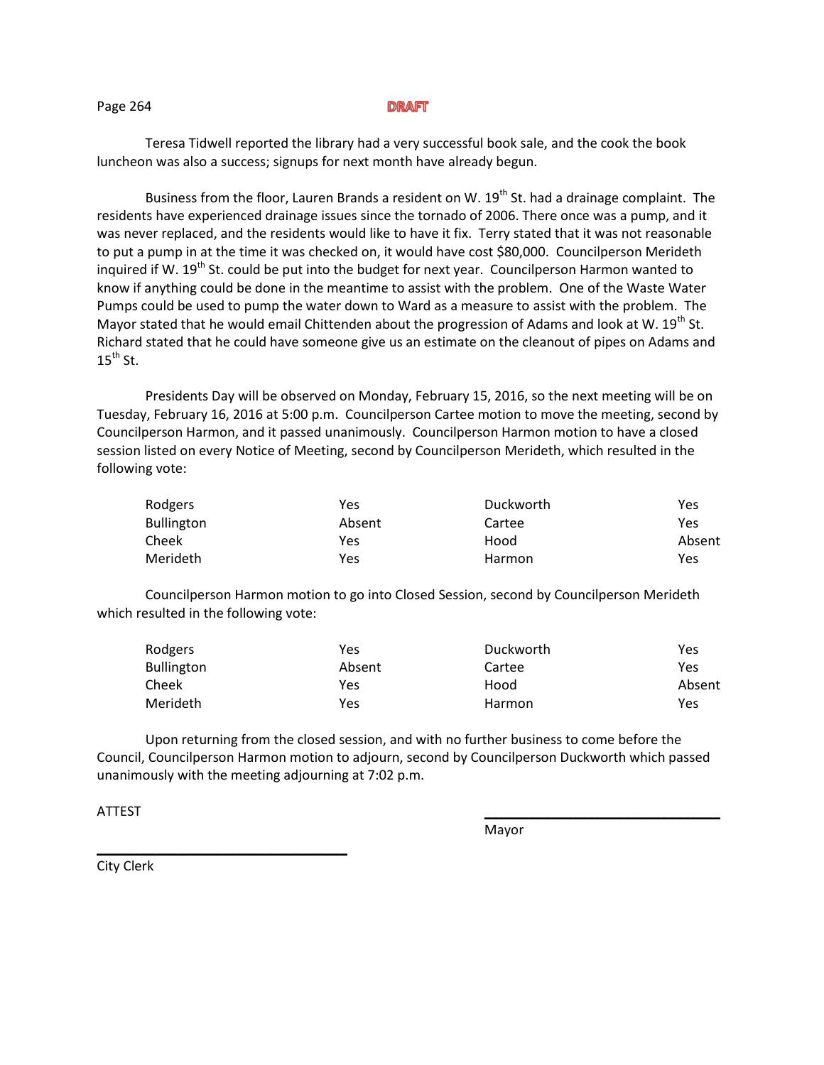**DRAFT**

Teresa Tidwell reported the library had a very successful book sale, and the cook the book luncheon was also a success; signups for next month have already begun.

Business from the floor, Lauren Brands a resident on W. 19th St. had a drainage complaint. The residents have experienced drainage issues since the tornado of 2006. There once was a pump, and it was never replaced, and the residents would like to have it fix. Terry stated that it was not reasonable to put a pump in at the time it was checked on, it would have cost $80,000. Councilperson Merideth inquired if W. 19th St. could be put into the budget for next year. Councilperson Harmon wanted to know if anything could be done in the meantime to assist with the problem. One of the Waste Water Pumps could be used to pump the water down to Ward as a measure to assist with the problem. The Mayor stated that he would email Chittenden about the progression of Adams and look at W. 19th St. Richard stated that he could have someone give us an estimate on the cleanout of pipes on Adams and 15th St.

Presidents Day will be observed on Monday, February 15, 2016, so the next meeting will be on Tuesday, February 16, 2016 at 5:00 p.m. Councilperson Cartee motion to move the meeting, second by Councilperson Harmon, and it passed unanimously. Councilperson Harmon motion to have a closed session listed on every Notice of Meeting, second by Councilperson Merideth, which resulted in the following vote:

| | | | |
|---|---|---|---|
| Rodgers | Yes | Duckworth | Yes |
| Bullington | Absent | Cartee | Yes |
| Cheek | Yes | Hood | Absent |
| Merideth | Yes | Harmon | Yes |

Councilperson Harmon motion to go into Closed Session, second by Councilperson Merideth which resulted in the following vote:

| | | | |
|---|---|---|---|
| Rodgers | Yes | Duckworth | Yes |
| Bullington | Absent | Cartee | Yes |
| Cheek | Yes | Hood | Absent |
| Merideth | Yes | Harmon | Yes |

Upon returning from the closed session, and with no further business to come before the Council, Councilperson Harmon motion to adjourn, second by Councilperson Duckworth which passed unanimously with the meeting adjourning at 7:02 p.m.

ATTEST

\_\_\_\_\_\_\_\_\_\_\_\_\_\_\_\_\_\_\_\_\_\_\_\_\_\_\_\_\_\_
Mayor

\_\_\_\_\_\_\_\_\_\_\_\_\_\_\_\_\_\_\_\_\_\_\_\_\_\_\_\_\_\_
City Clerk